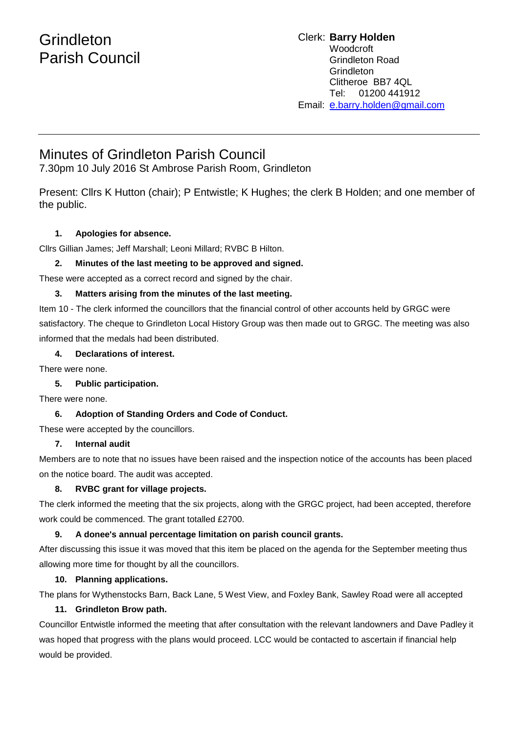# Grindleton Parish Council

Clerk: **Barry Holden**
Woodcroft
Grindleton Road
Grindleton
Clitheroe BB7 4QL
Tel: 01200 441912
Email: e.barry.holden@gmail.com

---

## Minutes of Grindleton Parish Council

7.30pm 10 July 2016 St Ambrose Parish Room, Grindleton

Present: Cllrs K Hutton (chair); P Entwistle; K Hughes; the clerk B Holden; and one member of the public.

**1. Apologies for absence.**

Cllrs Gillian James; Jeff Marshall; Leoni Millard; RVBC B Hilton.

**2. Minutes of the last meeting to be approved and signed.**

These were accepted as a correct record and signed by the chair.

**3. Matters arising from the minutes of the last meeting.**

Item 10 - The clerk informed the councillors that the financial control of other accounts held by GRGC were satisfactory. The cheque to Grindleton Local History Group was then made out to GRGC. The meeting was also informed that the medals had been distributed.

**4. Declarations of interest.**

There were none.

**5. Public participation.**

There were none.

**6. Adoption of Standing Orders and Code of Conduct.**

These were accepted by the councillors.

**7. Internal audit**

Members are to note that no issues have been raised and the inspection notice of the accounts has been placed on the notice board. The audit was accepted.

**8. RVBC grant for village projects.**

The clerk informed the meeting that the six projects, along with the GRGC project, had been accepted, therefore work could be commenced. The grant totalled £2700.

**9. A donee's annual percentage limitation on parish council grants.**

After discussing this issue it was moved that this item be placed on the agenda for the September meeting thus allowing more time for thought by all the councillors.

**10. Planning applications.**

The plans for Wythenstocks Barn, Back Lane, 5 West View, and Foxley Bank, Sawley Road were all accepted

**11. Grindleton Brow path.**

Councillor Entwistle informed the meeting that after consultation with the relevant landowners and Dave Padley it was hoped that progress with the plans would proceed. LCC would be contacted to ascertain if financial help would be provided.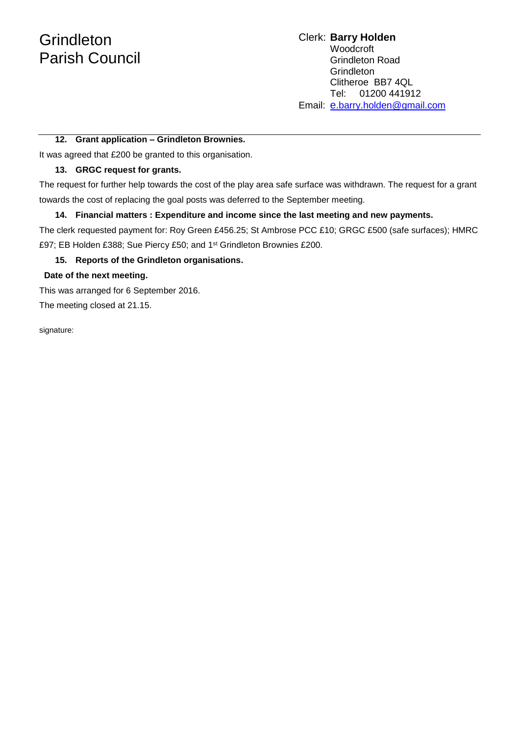# Grindleton Parish Council

Clerk: **Barry Holden**
Woodcroft
Grindleton Road
Grindleton
Clitheroe BB7 4QL
Tel: 01200 441912
Email: e.barry.holden@gmail.com

---

**12. Grant application – Grindleton Brownies.**

It was agreed that £200 be granted to this organisation.

**13. GRGC request for grants.**

The request for further help towards the cost of the play area safe surface was withdrawn. The request for a grant towards the cost of replacing the goal posts was deferred to the September meeting.

**14. Financial matters : Expenditure and income since the last meeting and new payments.**

The clerk requested payment for: Roy Green £456.25; St Ambrose PCC £10; GRGC £500 (safe surfaces); HMRC £97; EB Holden £388; Sue Piercy £50; and 1st Grindleton Brownies £200.

**15. Reports of the Grindleton organisations.**

**Date of the next meeting.**

This was arranged for 6 September 2016.

The meeting closed at 21.15.

signature: